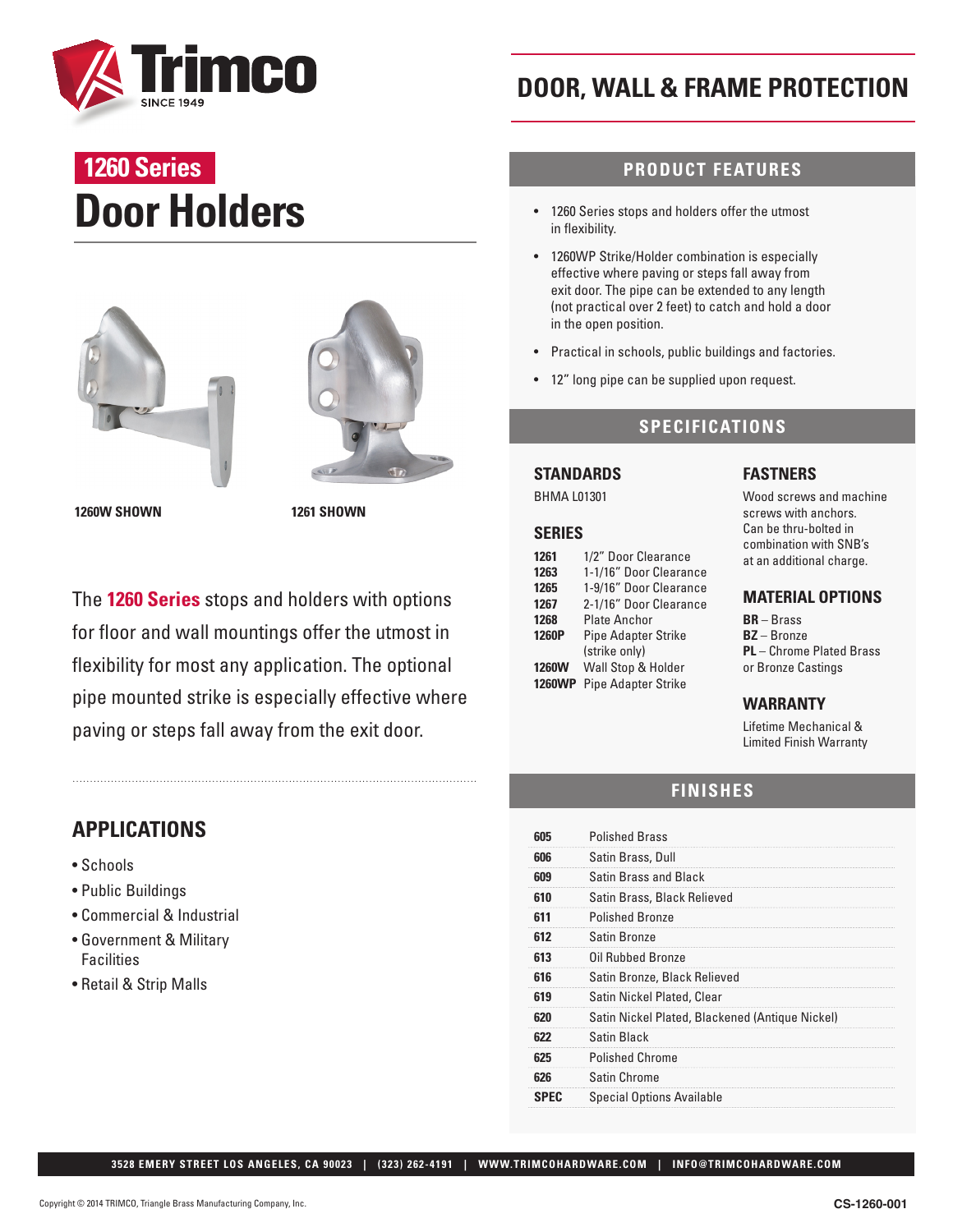Trimco SINCE 1949

# DOOR, WALL & FRAME PROTECTION

## 1260 Series

# Door Holders

1260W SHOWN

1261 SHOWN

The **1260 Series** stops and holders with options for floor and wall mountings offer the utmost in flexibility for most any application. The optional pipe mounted strike is especially effective where paving or steps fall away from the exit door.

## APPLICATIONS

- Schools
- Public Buildings
- Commercial & Industrial
- Government & Military Facilities
- Retail & Strip Malls

## PRODUCT FEATURES

- 1260 Series stops and holders offer the utmost in flexibility.
- 1260WP Strike/Holder combination is especially effective where paving or steps fall away from exit door. The pipe can be extended to any length (not practical over 2 feet) to catch and hold a door in the open position.
- Practical in schools, public buildings and factories.
- 12" long pipe can be supplied upon request.

## SPECIFICATIONS

### STANDARDS

BHMA L01301

### SERIES

| | |
|---|---|
| **1261** | 1/2" Door Clearance |
| **1263** | 1-1/16" Door Clearance |
| **1265** | 1-9/16" Door Clearance |
| **1267** | 2-1/16" Door Clearance |
| **1268** | Plate Anchor |
| **1260P** | Pipe Adapter Strike (strike only) |
| **1260W** | Wall Stop & Holder |
| **1260WP** | Pipe Adapter Strike |

### FASTENERS

Wood screws and machine screws with anchors. Can be thru-bolted in combination with SNB's at an additional charge.

### MATERIAL OPTIONS

**BR** – Brass
**BZ** – Bronze
**PL** – Chrome Plated Brass or Bronze Castings

### WARRANTY

Lifetime Mechanical & Limited Finish Warranty

## FINISHES

| | |
|---|---|
| **605** | Polished Brass |
| **606** | Satin Brass, Dull |
| **609** | Satin Brass and Black |
| **610** | Satin Brass, Black Relieved |
| **611** | Polished Bronze |
| **612** | Satin Bronze |
| **613** | Oil Rubbed Bronze |
| **616** | Satin Bronze, Black Relieved |
| **619** | Satin Nickel Plated, Clear |
| **620** | Satin Nickel Plated, Blackened (Antique Nickel) |
| **622** | Satin Black |
| **625** | Polished Chrome |
| **626** | Satin Chrome |
| **SPEC** | Special Options Available |

3528 EMERY STREET LOS ANGELES, CA 90023 | (323) 262-4191 | WWW.TRIMCOHARDWARE.COM | INFO@TRIMCOHARDWARE.COM

Copyright © 2014 TRIMCO, Triangle Brass Manufacturing Company, Inc.

CS-1260-001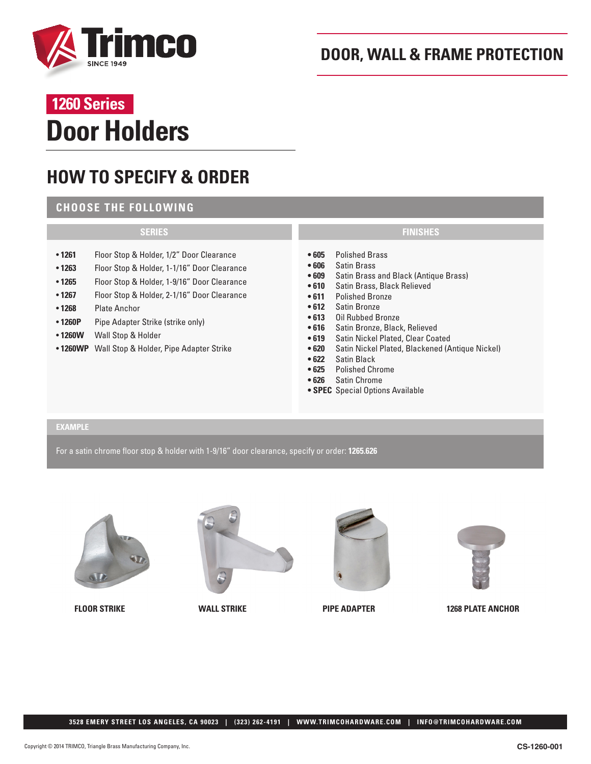# DOOR, WALL & FRAME PROTECTION

## 1260 Series

# Door Holders

## HOW TO SPECIFY & ORDER

### CHOOSE THE FOLLOWING

**SERIES**

- **1261** Floor Stop & Holder, 1/2" Door Clearance
- **1263** Floor Stop & Holder, 1-1/16" Door Clearance
- **1265** Floor Stop & Holder, 1-9/16" Door Clearance
- **1267** Floor Stop & Holder, 2-1/16" Door Clearance
- **1268** Plate Anchor
- **1260P** Pipe Adapter Strike (strike only)
- **1260W** Wall Stop & Holder
- **1260WP** Wall Stop & Holder, Pipe Adapter Strike

**FINISHES**

- **605** Polished Brass
- **606** Satin Brass
- **609** Satin Brass and Black (Antique Brass)
- **610** Satin Brass, Black Relieved
- **611** Polished Bronze
- **612** Satin Bronze
- **613** Oil Rubbed Bronze
- **616** Satin Bronze, Black, Relieved
- **619** Satin Nickel Plated, Clear Coated
- **620** Satin Nickel Plated, Blackened (Antique Nickel)
- **622** Satin Black
- **625** Polished Chrome
- **626** Satin Chrome
- **SPEC** Special Options Available

**EXAMPLE**

For a satin chrome floor stop & holder with 1-9/16" door clearance, specify or order: **1265.626**

**FLOOR STRIKE**

**WALL STRIKE**

**PIPE ADAPTER**

**1268 PLATE ANCHOR**

3528 EMERY STREET LOS ANGELES, CA 90023 | (323) 262-4191 | WWW.TRIMCOHARDWARE.COM | INFO@TRIMCOHARDWARE.COM

Copyright © 2014 TRIMCO, Triangle Brass Manufacturing Company, Inc.

CS-1260-001